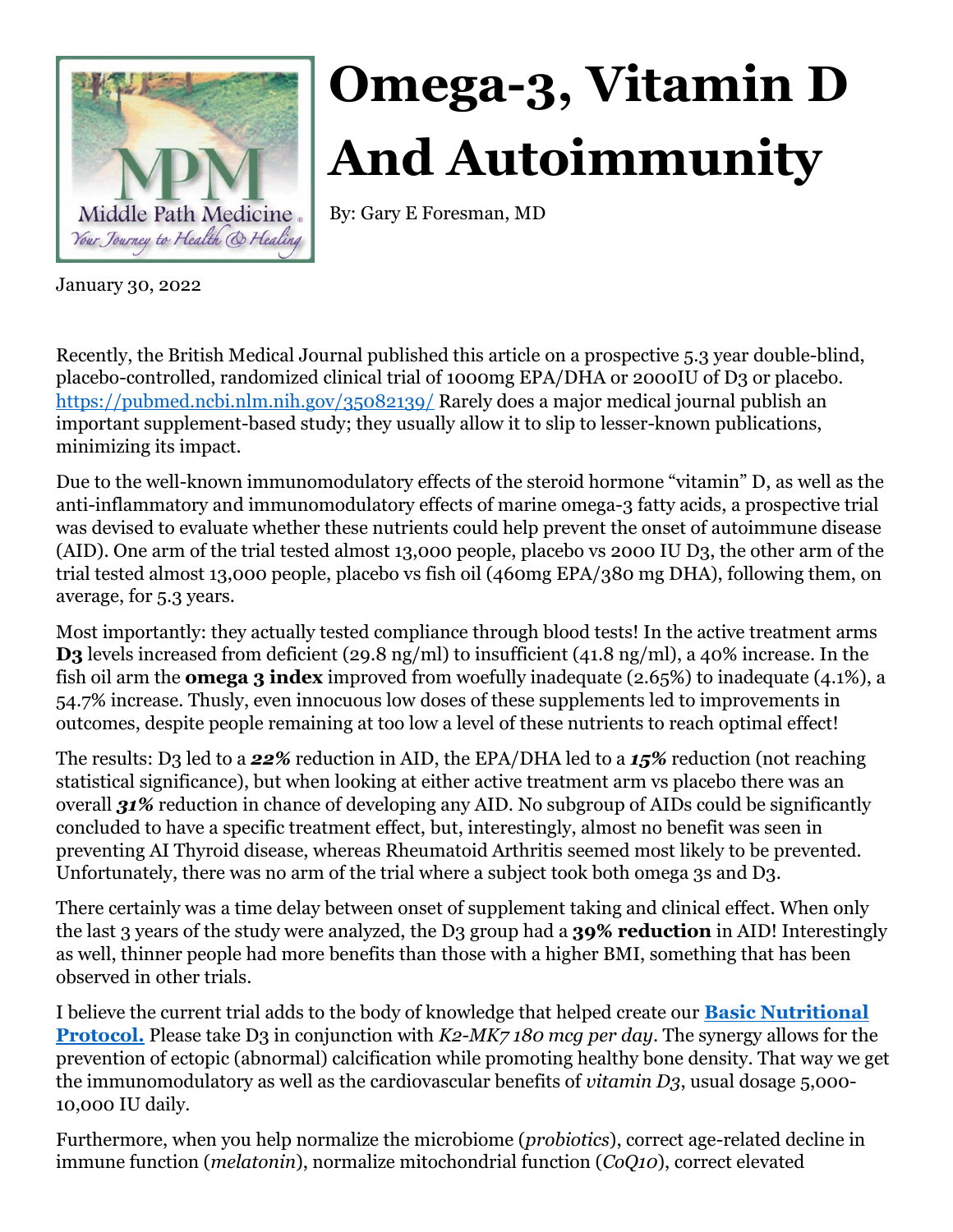# Omega-3, Vitamin D And Autoimmunity

By: Gary E Foresman, MD

January 30, 2022

Recently, the British Medical Journal published this article on a prospective 5.3 year double-blind, placebo-controlled, randomized clinical trial of 1000mg EPA/DHA or 2000IU of D3 or placebo. [https://pubmed.ncbi.nlm.nih.gov/35082139/](https://pubmed.ncbi.nlm.nih.gov/35082139/) Rarely does a major medical journal publish an important supplement-based study; they usually allow it to slip to lesser-known publications, minimizing its impact.

Due to the well-known immunomodulatory effects of the steroid hormone "vitamin" D, as well as the anti-inflammatory and immunomodulatory effects of marine omega-3 fatty acids, a prospective trial was devised to evaluate whether these nutrients could help prevent the onset of autoimmune disease (AID). One arm of the trial tested almost 13,000 people, placebo vs 2000 IU D3, the other arm of the trial tested almost 13,000 people, placebo vs fish oil (460mg EPA/380 mg DHA), following them, on average, for 5.3 years.

Most importantly: they actually tested compliance through blood tests! In the active treatment arms **D3** levels increased from deficient (29.8 ng/ml) to insufficient (41.8 ng/ml), a 40% increase. In the fish oil arm the **omega 3 index** improved from woefully inadequate (2.65%) to inadequate (4.1%), a 54.7% increase. Thusly, even innocuous low doses of these supplements led to improvements in outcomes, despite people remaining at too low a level of these nutrients to reach optimal effect!

The results: D3 led to a ***22%*** reduction in AID, the EPA/DHA led to a ***15%*** reduction (not reaching statistical significance), but when looking at either active treatment arm vs placebo there was an overall ***31%*** reduction in chance of developing any AID. No subgroup of AIDs could be significantly concluded to have a specific treatment effect, but, interestingly, almost no benefit was seen in preventing AI Thyroid disease, whereas Rheumatoid Arthritis seemed most likely to be prevented. Unfortunately, there was no arm of the trial where a subject took both omega 3s and D3.

There certainly was a time delay between onset of supplement taking and clinical effect. When only the last 3 years of the study were analyzed, the D3 group had a **39% reduction** in AID! Interestingly as well, thinner people had more benefits than those with a higher BMI, something that has been observed in other trials.

I believe the current trial adds to the body of knowledge that helped create our **[Basic Nutritional Protocol.](#)** Please take D3 in conjunction with *K2-MK7 180 mcg per day*. The synergy allows for the prevention of ectopic (abnormal) calcification while promoting healthy bone density. That way we get the immunomodulatory as well as the cardiovascular benefits of *vitamin D3*, usual dosage 5,000-10,000 IU daily.

Furthermore, when you help normalize the microbiome (*probiotics*), correct age-related decline in immune function (*melatonin*), normalize mitochondrial function (*CoQ10*), correct elevated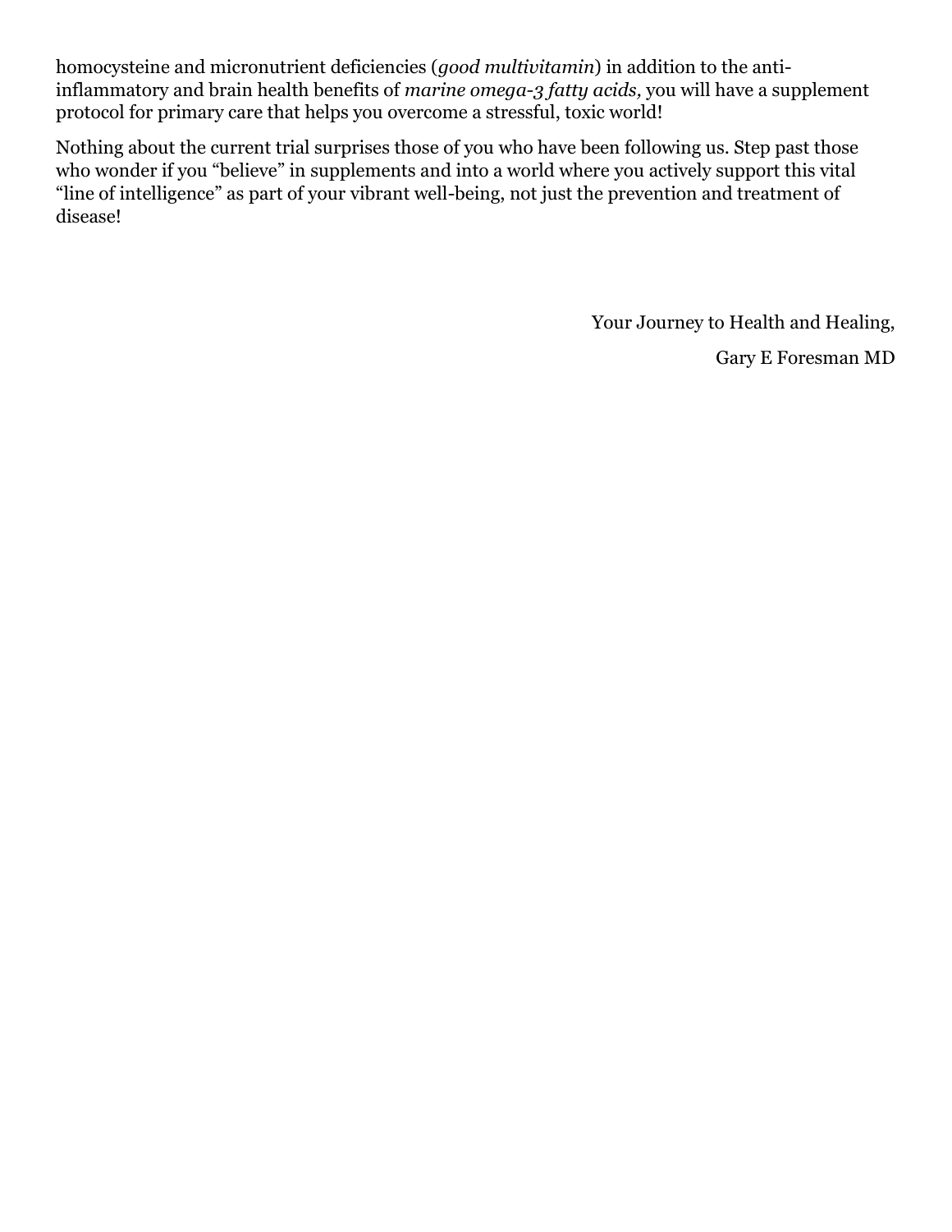homocysteine and micronutrient deficiencies (*good multivitamin*) in addition to the anti-inflammatory and brain health benefits of *marine omega-3 fatty acids,* you will have a supplement protocol for primary care that helps you overcome a stressful, toxic world!

Nothing about the current trial surprises those of you who have been following us. Step past those who wonder if you "believe" in supplements and into a world where you actively support this vital "line of intelligence" as part of your vibrant well-being, not just the prevention and treatment of disease!

Your Journey to Health and Healing,

Gary E Foresman MD